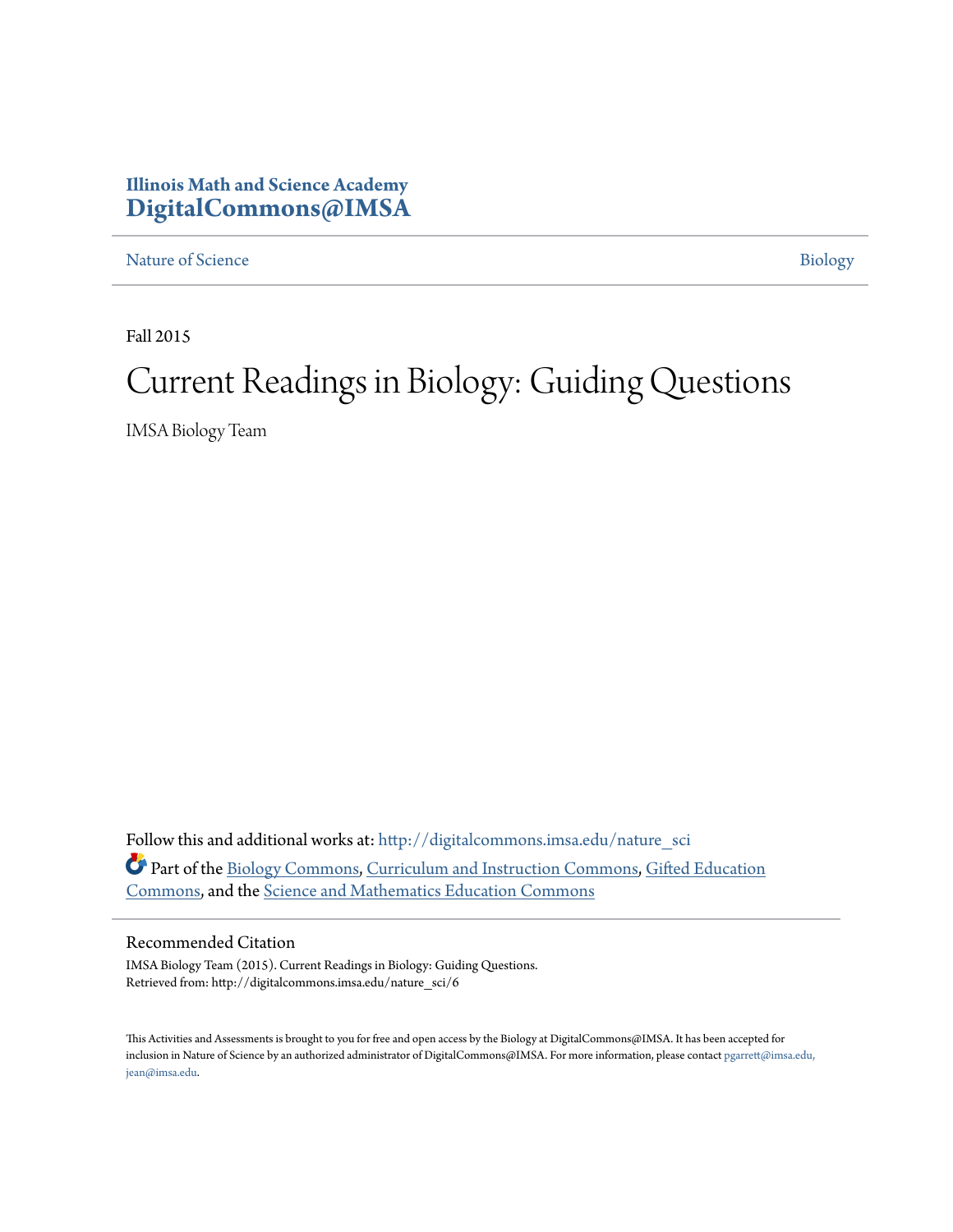**Illinois Math and Science Academy**
**DigitalCommons@IMSA**

Nature of Science | Biology

Fall 2015

# Current Readings in Biology: Guiding Questions

IMSA Biology Team

Follow this and additional works at: http://digitalcommons.imsa.edu/nature_sci

Part of the Biology Commons, Curriculum and Instruction Commons, Gifted Education Commons, and the Science and Mathematics Education Commons

## Recommended Citation

IMSA Biology Team (2015). Current Readings in Biology: Guiding Questions.
Retrieved from: http://digitalcommons.imsa.edu/nature_sci/6

This Activities and Assessments is brought to you for free and open access by the Biology at DigitalCommons@IMSA. It has been accepted for inclusion in Nature of Science by an authorized administrator of DigitalCommons@IMSA. For more information, please contact pgarrett@imsa.edu, jean@imsa.edu.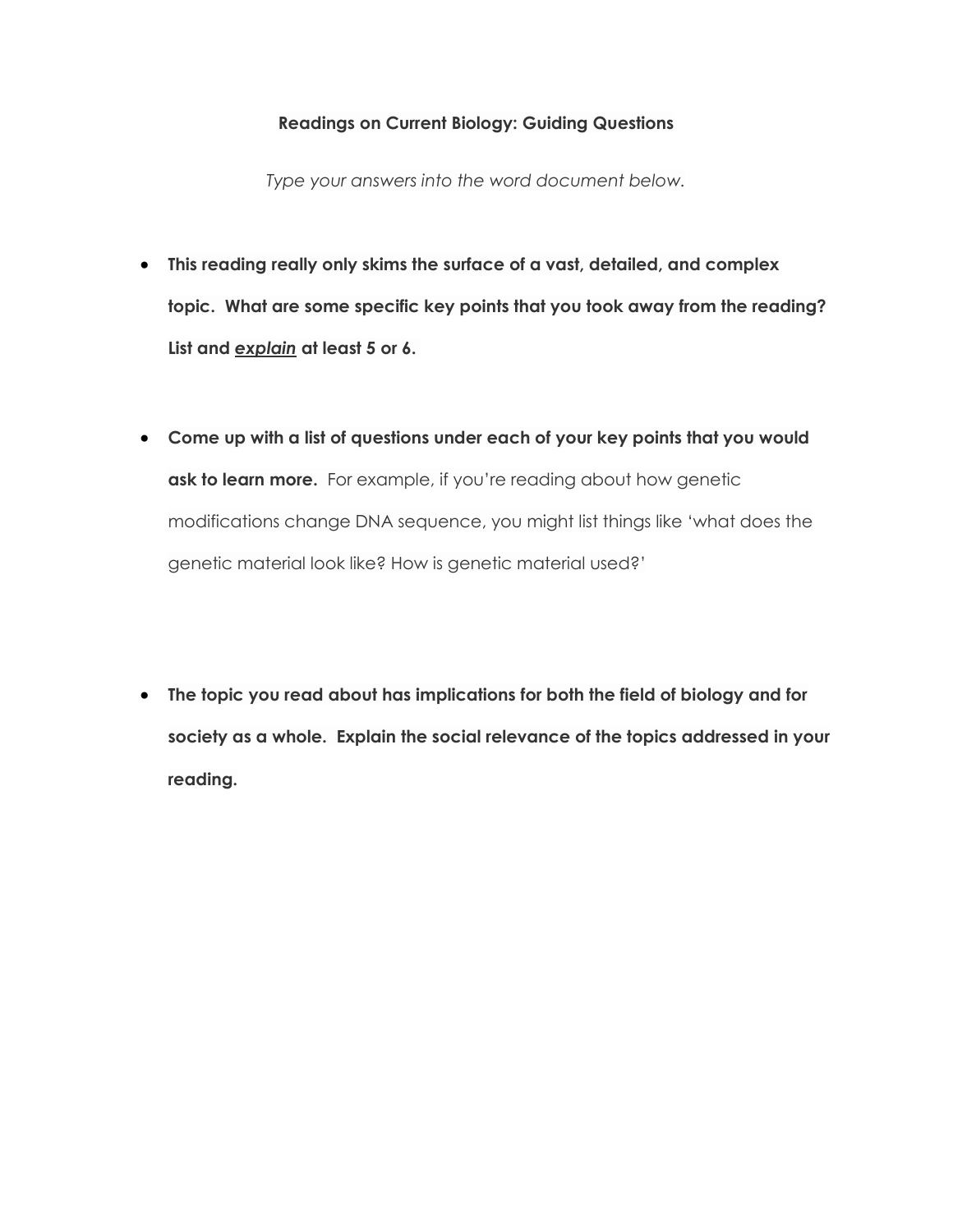**Readings on Current Biology: Guiding Questions**

*Type your answers into the word document below.*

- **This reading really only skims the surface of a vast, detailed, and complex topic. What are some specific key points that you took away from the reading? List and *<u>explain</u>* at least 5 or 6.**

- **Come up with a list of questions under each of your key points that you would ask to learn more.** For example, if you're reading about how genetic modifications change DNA sequence, you might list things like 'what does the genetic material look like? How is genetic material used?'

- **The topic you read about has implications for both the field of biology and for society as a whole. Explain the social relevance of the topics addressed in your reading.**